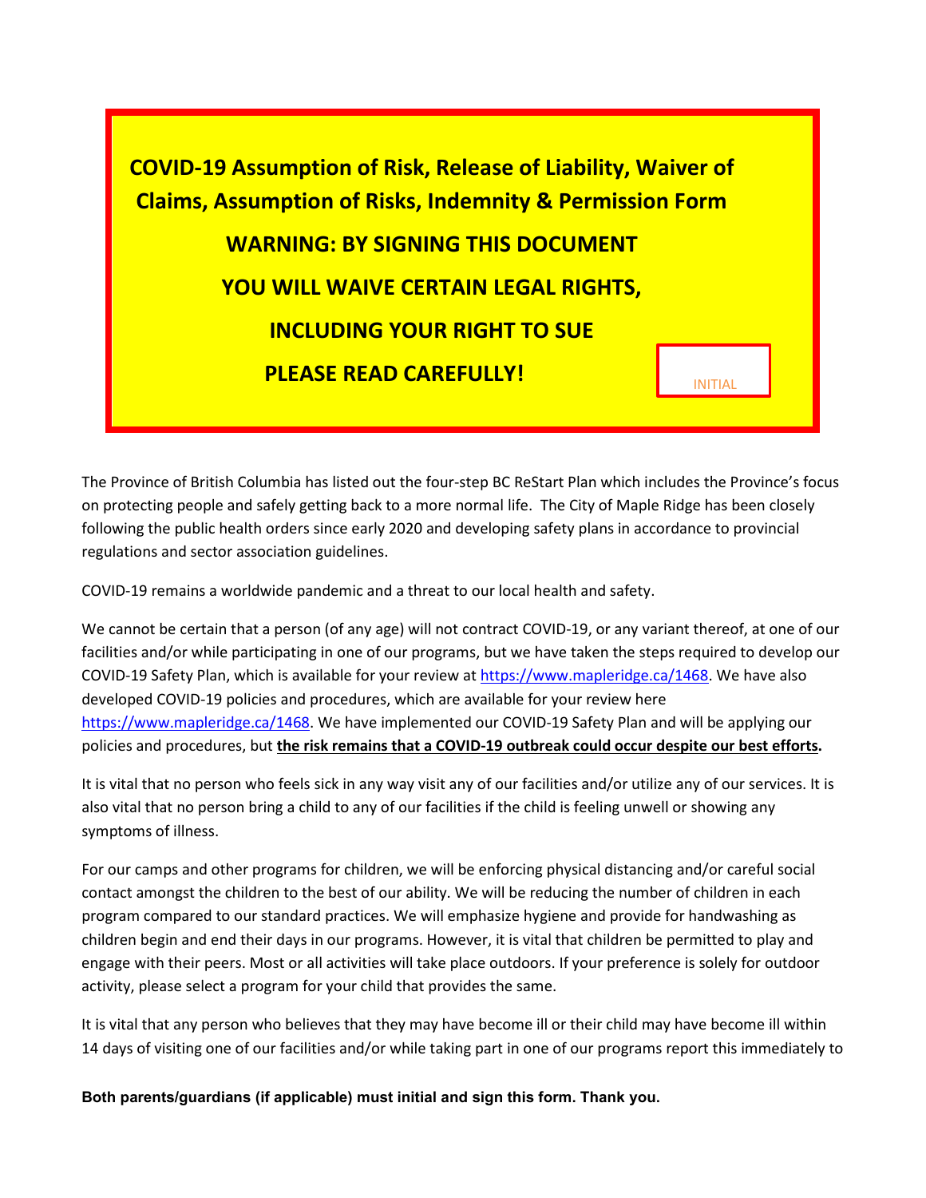# COVID-19 Assumption of Risk, Release of Liability, Waiver of Claims, Assumption of Risks, Indemnity & Permission Form

**WARNING: BY SIGNING THIS DOCUMENT**

**YOU WILL WAIVE CERTAIN LEGAL RIGHTS,**

**INCLUDING YOUR RIGHT TO SUE**

**PLEASE READ CAREFULLY!**

INITIAL

The Province of British Columbia has listed out the four-step BC ReStart Plan which includes the Province's focus on protecting people and safely getting back to a more normal life. The City of Maple Ridge has been closely following the public health orders since early 2020 and developing safety plans in accordance to provincial regulations and sector association guidelines.

COVID-19 remains a worldwide pandemic and a threat to our local health and safety.

We cannot be certain that a person (of any age) will not contract COVID-19, or any variant thereof, at one of our facilities and/or while participating in one of our programs, but we have taken the steps required to develop our COVID-19 Safety Plan, which is available for your review at https://www.mapleridge.ca/1468. We have also developed COVID-19 policies and procedures, which are available for your review here https://www.mapleridge.ca/1468. We have implemented our COVID-19 Safety Plan and will be applying our policies and procedures, but **the risk remains that a COVID-19 outbreak could occur despite our best efforts.**

It is vital that no person who feels sick in any way visit any of our facilities and/or utilize any of our services. It is also vital that no person bring a child to any of our facilities if the child is feeling unwell or showing any symptoms of illness.

For our camps and other programs for children, we will be enforcing physical distancing and/or careful social contact amongst the children to the best of our ability. We will be reducing the number of children in each program compared to our standard practices. We will emphasize hygiene and provide for handwashing as children begin and end their days in our programs. However, it is vital that children be permitted to play and engage with their peers. Most or all activities will take place outdoors. If your preference is solely for outdoor activity, please select a program for your child that provides the same.

It is vital that any person who believes that they may have become ill or their child may have become ill within 14 days of visiting one of our facilities and/or while taking part in one of our programs report this immediately to

**Both parents/guardians (if applicable) must initial and sign this form. Thank you.**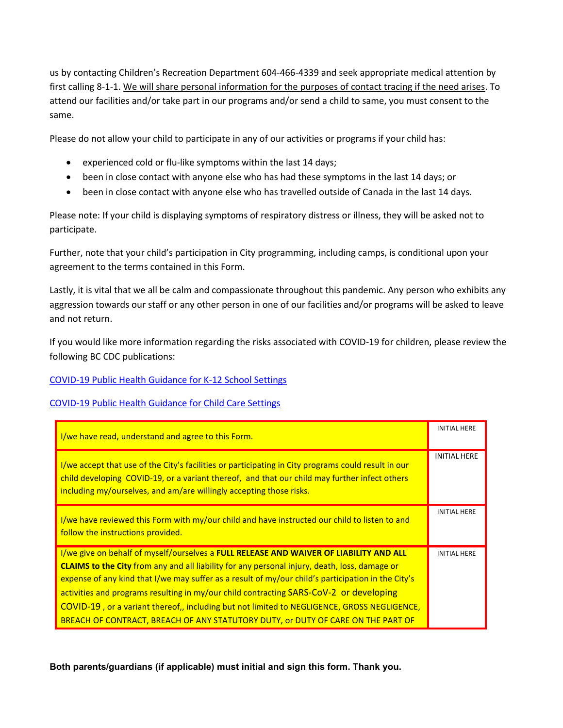us by contacting Children's Recreation Department 604-466-4339 and seek appropriate medical attention by first calling 8-1-1. We will share personal information for the purposes of contact tracing if the need arises. To attend our facilities and/or take part in our programs and/or send a child to same, you must consent to the same.

Please do not allow your child to participate in any of our activities or programs if your child has:

- experienced cold or flu-like symptoms within the last 14 days;
- been in close contact with anyone else who has had these symptoms in the last 14 days; or
- been in close contact with anyone else who has travelled outside of Canada in the last 14 days.

Please note: If your child is displaying symptoms of respiratory distress or illness, they will be asked not to participate.

Further, note that your child's participation in City programming, including camps, is conditional upon your agreement to the terms contained in this Form.

Lastly, it is vital that we all be calm and compassionate throughout this pandemic. Any person who exhibits any aggression towards our staff or any other person in one of our facilities and/or programs will be asked to leave and not return.

If you would like more information regarding the risks associated with COVID-19 for children, please review the following BC CDC publications:

COVID-19 Public Health Guidance for K-12 School Settings

COVID-19 Public Health Guidance for Child Care Settings

| | |
|---|---|
| I/we have read, understand and agree to this Form. | INITIAL HERE |
| I/we accept that use of the City's facilities or participating in City programs could result in our child developing COVID-19, or a variant thereof, and that our child may further infect others including my/ourselves, and am/are willingly accepting those risks. | INITIAL HERE |
| I/we have reviewed this Form with my/our child and have instructed our child to listen to and follow the instructions provided. | INITIAL HERE |
| I/we give on behalf of myself/ourselves a **FULL RELEASE AND WAIVER OF LIABILITY AND ALL CLAIMS to the City** from any and all liability for any personal injury, death, loss, damage or expense of any kind that I/we may suffer as a result of my/our child's participation in the City's activities and programs resulting in my/our child contracting SARS-CoV-2 or developing COVID-19 , or a variant thereof,, including but not limited to NEGLIGENCE, GROSS NEGLIGENCE, BREACH OF CONTRACT, BREACH OF ANY STATUTORY DUTY, or DUTY OF CARE ON THE PART OF | INITIAL HERE |

**Both parents/guardians (if applicable) must initial and sign this form. Thank you.**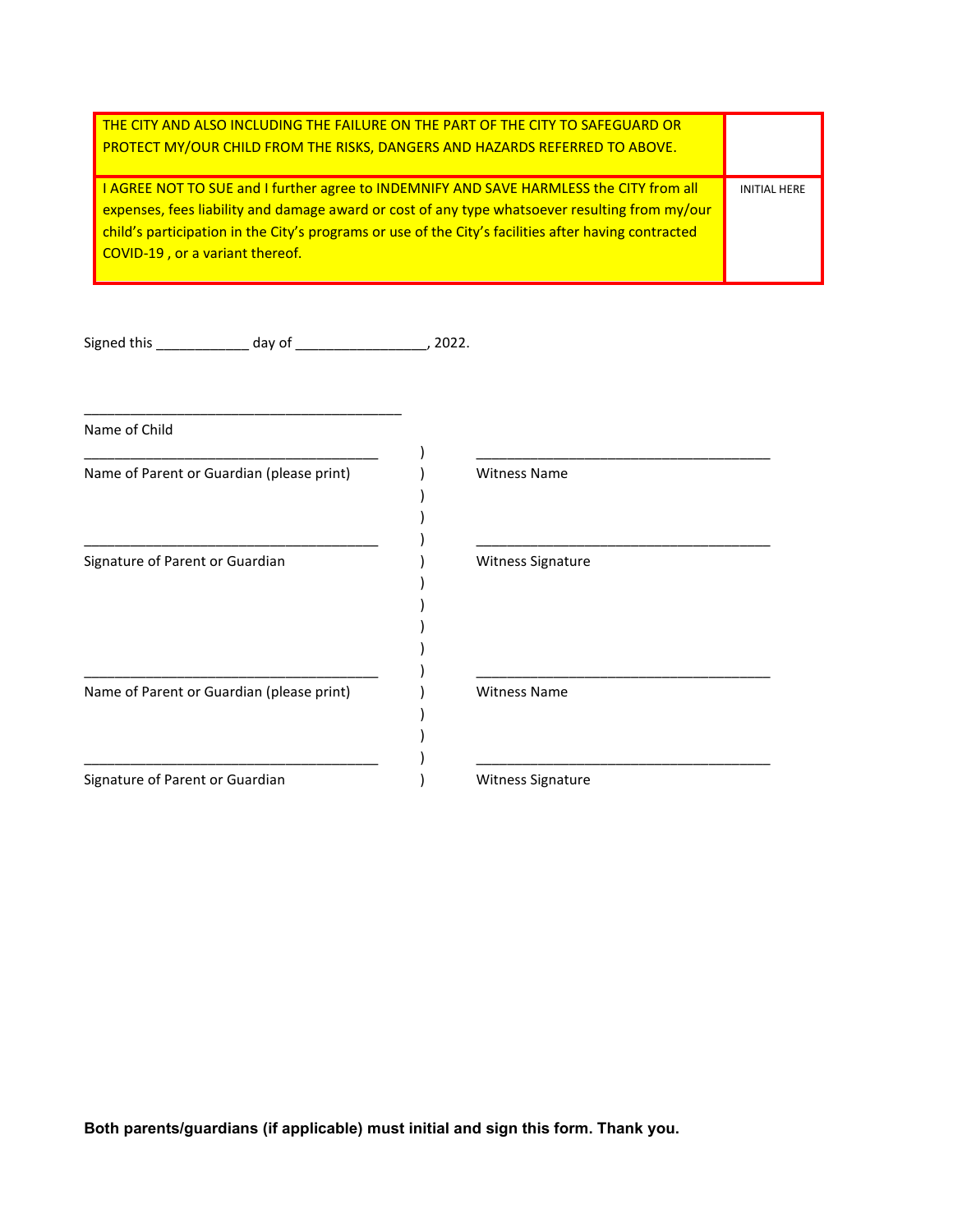| | |
|---|---|
| THE CITY AND ALSO INCLUDING THE FAILURE ON THE PART OF THE CITY TO SAFEGUARD OR PROTECT MY/OUR CHILD FROM THE RISKS, DANGERS AND HAZARDS REFERRED TO ABOVE. | |
| I AGREE NOT TO SUE and I further agree to INDEMNIFY AND SAVE HARMLESS the CITY from all expenses, fees liability and damage award or cost of any type whatsoever resulting from my/our child's participation in the City's programs or use of the City's facilities after having contracted COVID-19 , or a variant thereof. | INITIAL HERE |

Signed this ____________ day of _________________, 2022.

_____________________________________________
Name of Child

| | |
|---|---|
| _______________________________________ | _______________________________________ |
| Name of Parent or Guardian (please print) | Witness Name |
| _______________________________________ | _______________________________________ |
| Signature of Parent or Guardian | Witness Signature |
| _______________________________________ | _______________________________________ |
| Name of Parent or Guardian (please print) | Witness Name |
| _______________________________________ | _______________________________________ |
| Signature of Parent or Guardian | Witness Signature |

**Both parents/guardians (if applicable) must initial and sign this form. Thank you.**